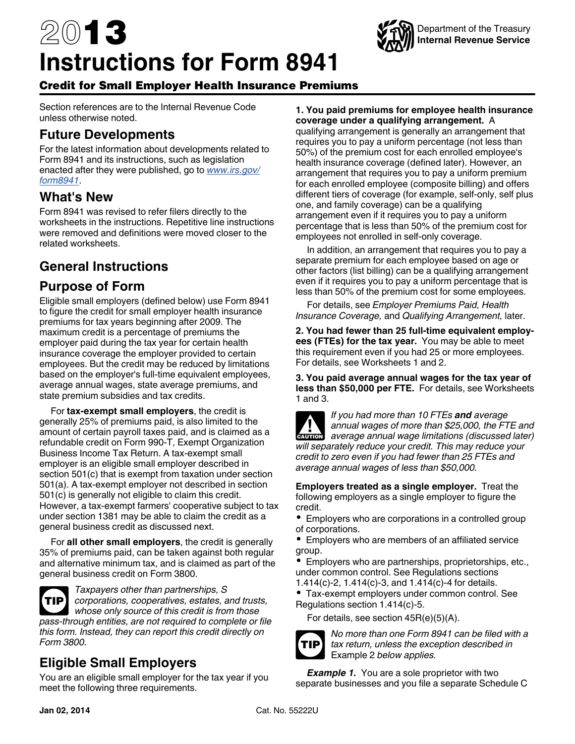# 2013 Instructions for Form 8941

Department of the Treasury
Internal Revenue Service

## Credit for Small Employer Health Insurance Premiums

Section references are to the Internal Revenue Code unless otherwise noted.

## Future Developments

For the latest information about developments related to Form 8941 and its instructions, such as legislation enacted after they were published, go to *www.irs.gov/form8941*.

## What's New

Form 8941 was revised to refer filers directly to the worksheets in the instructions. Repetitive line instructions were removed and definitions were moved closer to the related worksheets.

## General Instructions

## Purpose of Form

Eligible small employers (defined below) use Form 8941 to figure the credit for small employer health insurance premiums for tax years beginning after 2009. The maximum credit is a percentage of premiums the employer paid during the tax year for certain health insurance coverage the employer provided to certain employees. But the credit may be reduced by limitations based on the employer's full-time equivalent employees, average annual wages, state average premiums, and state premium subsidies and tax credits.

For **tax-exempt small employers**, the credit is generally 25% of premiums paid, is also limited to the amount of certain payroll taxes paid, and is claimed as a refundable credit on Form 990-T, Exempt Organization Business Income Tax Return. A tax-exempt small employer is an eligible small employer described in section 501(c) that is exempt from taxation under section 501(a). A tax-exempt employer not described in section 501(c) is generally not eligible to claim this credit. However, a tax-exempt farmers' cooperative subject to tax under section 1381 may be able to claim the credit as a general business credit as discussed next.

For **all other small employers**, the credit is generally 35% of premiums paid, can be taken against both regular and alternative minimum tax, and is claimed as part of the general business credit on Form 3800.

**TIP** *Taxpayers other than partnerships, S corporations, cooperatives, estates, and trusts, whose only source of this credit is from those pass-through entities, are not required to complete or file this form. Instead, they can report this credit directly on Form 3800.*

## Eligible Small Employers

You are an eligible small employer for the tax year if you meet the following three requirements.

**1. You paid premiums for employee health insurance coverage under a qualifying arrangement.** A qualifying arrangement is generally an arrangement that requires you to pay a uniform percentage (not less than 50%) of the premium cost for each enrolled employee's health insurance coverage (defined later). However, an arrangement that requires you to pay a uniform premium for each enrolled employee (composite billing) and offers different tiers of coverage (for example, self-only, self plus one, and family coverage) can be a qualifying arrangement even if it requires you to pay a uniform percentage that is less than 50% of the premium cost for employees not enrolled in self-only coverage.

In addition, an arrangement that requires you to pay a separate premium for each employee based on age or other factors (list billing) can be a qualifying arrangement even if it requires you to pay a uniform percentage that is less than 50% of the premium cost for some employees.

For details, see *Employer Premiums Paid, Health Insurance Coverage,* and *Qualifying Arrangement,* later.

**2. You had fewer than 25 full-time equivalent employees (FTEs) for the tax year.** You may be able to meet this requirement even if you had 25 or more employees. For details, see Worksheets 1 and 2.

**3. You paid average annual wages for the tax year of less than $50,000 per FTE.** For details, see Worksheets 1 and 3.

**CAUTION** *If you had more than 10 FTEs* ***and*** *average annual wages of more than $25,000, the FTE and average annual wage limitations (discussed later) will separately reduce your credit. This may reduce your credit to zero even if you had fewer than 25 FTEs and average annual wages of less than $50,000.*

**Employers treated as a single employer.** Treat the following employers as a single employer to figure the credit.

- Employers who are corporations in a controlled group of corporations.
- Employers who are members of an affiliated service group.
- Employers who are partnerships, proprietorships, etc., under common control. See Regulations sections 1.414(c)-2, 1.414(c)-3, and 1.414(c)-4 for details.
- Tax-exempt employers under common control. See Regulations section 1.414(c)-5.

For details, see section 45R(e)(5)(A).

**TIP** *No more than one Form 8941 can be filed with a tax return, unless the exception described in* Example 2 *below applies.*

***Example 1.*** You are a sole proprietor with two separate businesses and you file a separate Schedule C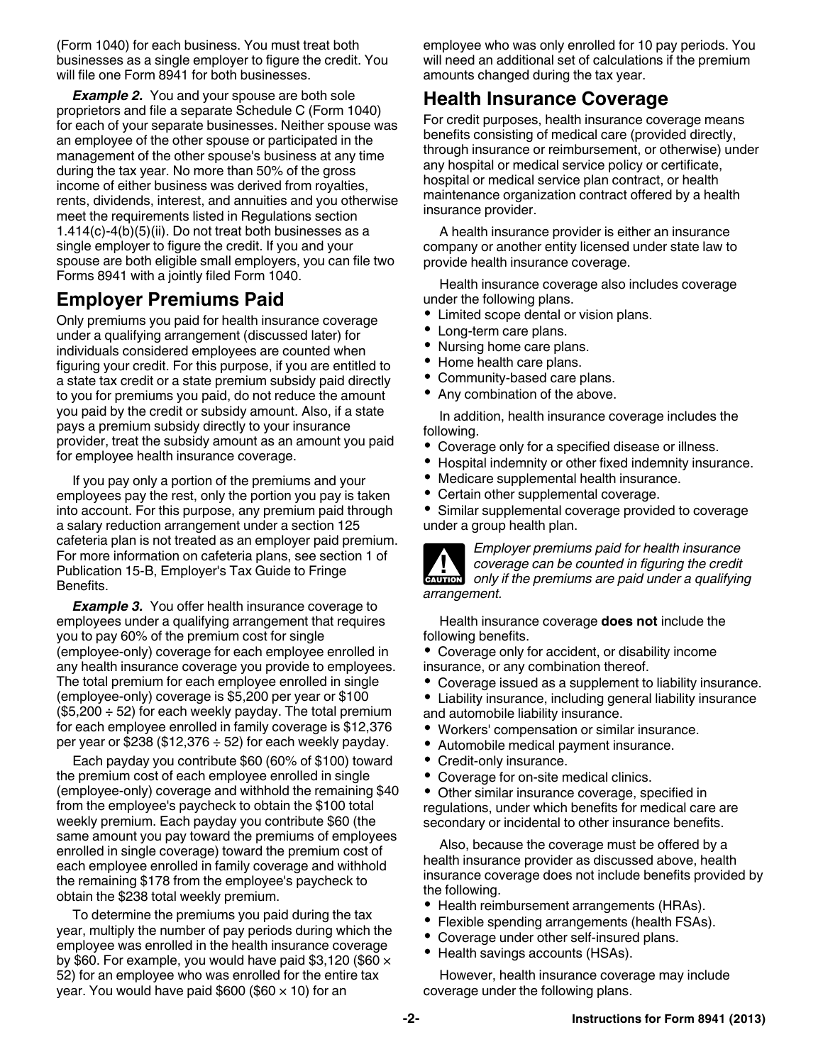(Form 1040) for each business. You must treat both businesses as a single employer to figure the credit. You will file one Form 8941 for both businesses.

***Example 2.*** You and your spouse are both sole proprietors and file a separate Schedule C (Form 1040) for each of your separate businesses. Neither spouse was an employee of the other spouse or participated in the management of the other spouse's business at any time during the tax year. No more than 50% of the gross income of either business was derived from royalties, rents, dividends, interest, and annuities and you otherwise meet the requirements listed in Regulations section 1.414(c)-4(b)(5)(ii). Do not treat both businesses as a single employer to figure the credit. If you and your spouse are both eligible small employers, you can file two Forms 8941 with a jointly filed Form 1040.

## Employer Premiums Paid

Only premiums you paid for health insurance coverage under a qualifying arrangement (discussed later) for individuals considered employees are counted when figuring your credit. For this purpose, if you are entitled to a state tax credit or a state premium subsidy paid directly to you for premiums you paid, do not reduce the amount you paid by the credit or subsidy amount. Also, if a state pays a premium subsidy directly to your insurance provider, treat the subsidy amount as an amount you paid for employee health insurance coverage.

If you pay only a portion of the premiums and your employees pay the rest, only the portion you pay is taken into account. For this purpose, any premium paid through a salary reduction arrangement under a section 125 cafeteria plan is not treated as an employer paid premium. For more information on cafeteria plans, see section 1 of Publication 15-B, Employer's Tax Guide to Fringe Benefits.

***Example 3.*** You offer health insurance coverage to employees under a qualifying arrangement that requires you to pay 60% of the premium cost for single (employee-only) coverage for each employee enrolled in any health insurance coverage you provide to employees. The total premium for each employee enrolled in single (employee-only) coverage is $5,200 per year or $100 ($5,200 ÷ 52) for each weekly payday. The total premium for each employee enrolled in family coverage is $12,376 per year or $238 ($12,376 ÷ 52) for each weekly payday.

Each payday you contribute $60 (60% of $100) toward the premium cost of each employee enrolled in single (employee-only) coverage and withhold the remaining $40 from the employee's paycheck to obtain the $100 total weekly premium. Each payday you contribute $60 (the same amount you pay toward the premiums of employees enrolled in single coverage) toward the premium cost of each employee enrolled in family coverage and withhold the remaining $178 from the employee's paycheck to obtain the $238 total weekly premium.

To determine the premiums you paid during the tax year, multiply the number of pay periods during which the employee was enrolled in the health insurance coverage by $60. For example, you would have paid $3,120 ($60 × 52) for an employee who was enrolled for the entire tax year. You would have paid $600 ($60 × 10) for an employee who was only enrolled for 10 pay periods. You will need an additional set of calculations if the premium amounts changed during the tax year.

## Health Insurance Coverage

For credit purposes, health insurance coverage means benefits consisting of medical care (provided directly, through insurance or reimbursement, or otherwise) under any hospital or medical service policy or certificate, hospital or medical service plan contract, or health maintenance organization contract offered by a health insurance provider.

A health insurance provider is either an insurance company or another entity licensed under state law to provide health insurance coverage.

Health insurance coverage also includes coverage under the following plans.

- Limited scope dental or vision plans.
- Long-term care plans.
- Nursing home care plans.
- Home health care plans.
- Community-based care plans.
- Any combination of the above.

In addition, health insurance coverage includes the following.

- Coverage only for a specified disease or illness.
- Hospital indemnity or other fixed indemnity insurance.
- Medicare supplemental health insurance.
- Certain other supplemental coverage.
- Similar supplemental coverage provided to coverage under a group health plan.

**CAUTION** *Employer premiums paid for health insurance coverage can be counted in figuring the credit only if the premiums are paid under a qualifying arrangement.*

Health insurance coverage **does not** include the following benefits.

- Coverage only for accident, or disability income insurance, or any combination thereof.
- Coverage issued as a supplement to liability insurance.
- Liability insurance, including general liability insurance and automobile liability insurance.
- Workers' compensation or similar insurance.
- Automobile medical payment insurance.
- Credit-only insurance.
- Coverage for on-site medical clinics.
- Other similar insurance coverage, specified in regulations, under which benefits for medical care are secondary or incidental to other insurance benefits.

Also, because the coverage must be offered by a health insurance provider as discussed above, health insurance coverage does not include benefits provided by the following.

- Health reimbursement arrangements (HRAs).
- Flexible spending arrangements (health FSAs).
- Coverage under other self-insured plans.
- Health savings accounts (HSAs).

However, health insurance coverage may include coverage under the following plans.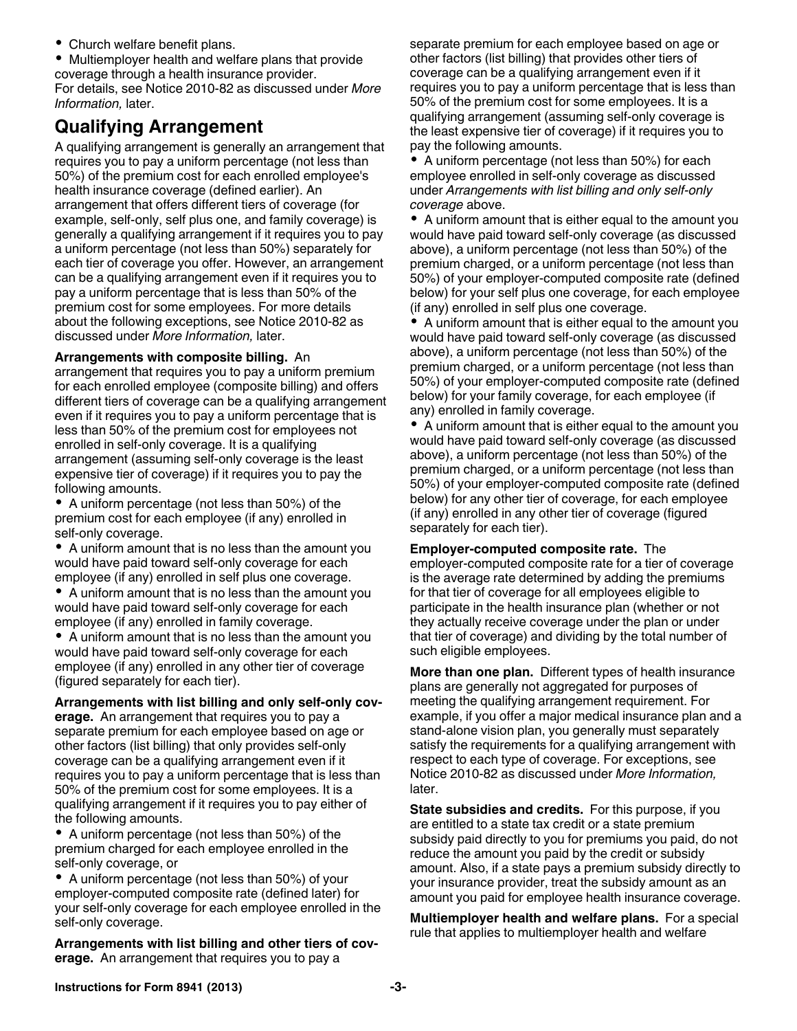- Church welfare benefit plans.
- Multiemployer health and welfare plans that provide coverage through a health insurance provider.

For details, see Notice 2010-82 as discussed under *More Information,* later.

## Qualifying Arrangement

A qualifying arrangement is generally an arrangement that requires you to pay a uniform percentage (not less than 50%) of the premium cost for each enrolled employee's health insurance coverage (defined earlier). An arrangement that offers different tiers of coverage (for example, self-only, self plus one, and family coverage) is generally a qualifying arrangement if it requires you to pay a uniform percentage (not less than 50%) separately for each tier of coverage you offer. However, an arrangement can be a qualifying arrangement even if it requires you to pay a uniform percentage that is less than 50% of the premium cost for some employees. For more details about the following exceptions, see Notice 2010-82 as discussed under *More Information,* later.

**Arrangements with composite billing.** An arrangement that requires you to pay a uniform premium for each enrolled employee (composite billing) and offers different tiers of coverage can be a qualifying arrangement even if it requires you to pay a uniform percentage that is less than 50% of the premium cost for employees not enrolled in self-only coverage. It is a qualifying arrangement (assuming self-only coverage is the least expensive tier of coverage) if it requires you to pay the following amounts.

- A uniform percentage (not less than 50%) of the premium cost for each employee (if any) enrolled in self-only coverage.
- A uniform amount that is no less than the amount you would have paid toward self-only coverage for each employee (if any) enrolled in self plus one coverage.
- A uniform amount that is no less than the amount you would have paid toward self-only coverage for each employee (if any) enrolled in family coverage.
- A uniform amount that is no less than the amount you would have paid toward self-only coverage for each employee (if any) enrolled in any other tier of coverage (figured separately for each tier).

**Arrangements with list billing and only self-only coverage.** An arrangement that requires you to pay a separate premium for each employee based on age or other factors (list billing) that only provides self-only coverage can be a qualifying arrangement even if it requires you to pay a uniform percentage that is less than 50% of the premium cost for some employees. It is a qualifying arrangement if it requires you to pay either of the following amounts.

- A uniform percentage (not less than 50%) of the premium charged for each employee enrolled in the self-only coverage, or
- A uniform percentage (not less than 50%) of your employer-computed composite rate (defined later) for your self-only coverage for each employee enrolled in the self-only coverage.

**Arrangements with list billing and other tiers of coverage.** An arrangement that requires you to pay a separate premium for each employee based on age or other factors (list billing) that provides other tiers of coverage can be a qualifying arrangement even if it requires you to pay a uniform percentage that is less than 50% of the premium cost for some employees. It is a qualifying arrangement (assuming self-only coverage is the least expensive tier of coverage) if it requires you to pay the following amounts.

- A uniform percentage (not less than 50%) for each employee enrolled in self-only coverage as discussed under *Arrangements with list billing and only self-only coverage* above.
- A uniform amount that is either equal to the amount you would have paid toward self-only coverage (as discussed above), a uniform percentage (not less than 50%) of the premium charged, or a uniform percentage (not less than 50%) of your employer-computed composite rate (defined below) for your self plus one coverage, for each employee (if any) enrolled in self plus one coverage.
- A uniform amount that is either equal to the amount you would have paid toward self-only coverage (as discussed above), a uniform percentage (not less than 50%) of the premium charged, or a uniform percentage (not less than 50%) of your employer-computed composite rate (defined below) for your family coverage, for each employee (if any) enrolled in family coverage.
- A uniform amount that is either equal to the amount you would have paid toward self-only coverage (as discussed above), a uniform percentage (not less than 50%) of the premium charged, or a uniform percentage (not less than 50%) of your employer-computed composite rate (defined below) for any other tier of coverage, for each employee (if any) enrolled in any other tier of coverage (figured separately for each tier).

**Employer-computed composite rate.** The employer-computed composite rate for a tier of coverage is the average rate determined by adding the premiums for that tier of coverage for all employees eligible to participate in the health insurance plan (whether or not they actually receive coverage under the plan or under that tier of coverage) and dividing by the total number of such eligible employees.

**More than one plan.** Different types of health insurance plans are generally not aggregated for purposes of meeting the qualifying arrangement requirement. For example, if you offer a major medical insurance plan and a stand-alone vision plan, you generally must separately satisfy the requirements for a qualifying arrangement with respect to each type of coverage. For exceptions, see Notice 2010-82 as discussed under *More Information,* later.

**State subsidies and credits.** For this purpose, if you are entitled to a state tax credit or a state premium subsidy paid directly to you for premiums you paid, do not reduce the amount you paid by the credit or subsidy amount. Also, if a state pays a premium subsidy directly to your insurance provider, treat the subsidy amount as an amount you paid for employee health insurance coverage.

**Multiemployer health and welfare plans.** For a special rule that applies to multiemployer health and welfare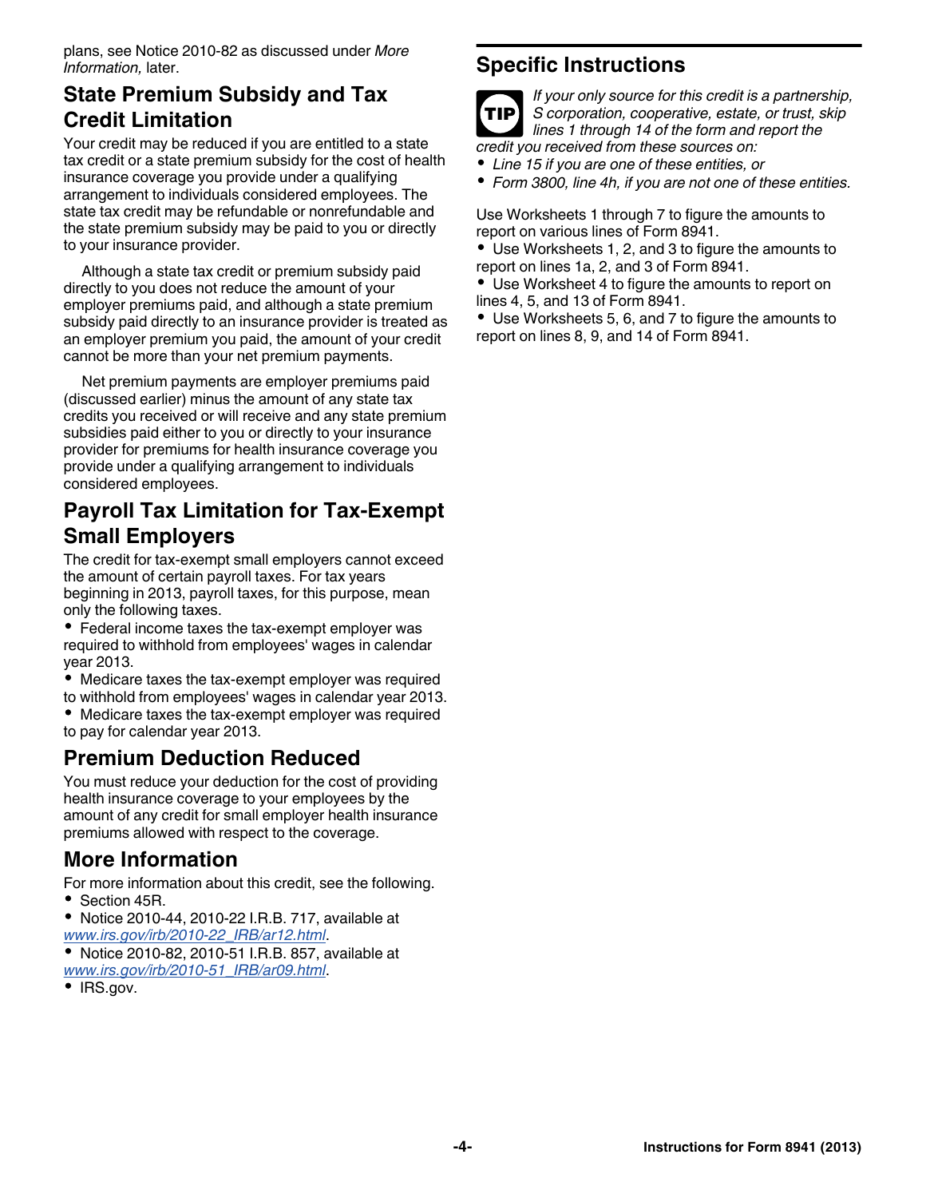plans, see Notice 2010-82 as discussed under *More Information,* later.

## State Premium Subsidy and Tax Credit Limitation

Your credit may be reduced if you are entitled to a state tax credit or a state premium subsidy for the cost of health insurance coverage you provide under a qualifying arrangement to individuals considered employees. The state tax credit may be refundable or nonrefundable and the state premium subsidy may be paid to you or directly to your insurance provider.

Although a state tax credit or premium subsidy paid directly to you does not reduce the amount of your employer premiums paid, and although a state premium subsidy paid directly to an insurance provider is treated as an employer premium you paid, the amount of your credit cannot be more than your net premium payments.

Net premium payments are employer premiums paid (discussed earlier) minus the amount of any state tax credits you received or will receive and any state premium subsidies paid either to you or directly to your insurance provider for premiums for health insurance coverage you provide under a qualifying arrangement to individuals considered employees.

## Payroll Tax Limitation for Tax-Exempt Small Employers

The credit for tax-exempt small employers cannot exceed the amount of certain payroll taxes. For tax years beginning in 2013, payroll taxes, for this purpose, mean only the following taxes.

- Federal income taxes the tax-exempt employer was required to withhold from employees' wages in calendar year 2013.
- Medicare taxes the tax-exempt employer was required to withhold from employees' wages in calendar year 2013.
- Medicare taxes the tax-exempt employer was required to pay for calendar year 2013.

## Premium Deduction Reduced

You must reduce your deduction for the cost of providing health insurance coverage to your employees by the amount of any credit for small employer health insurance premiums allowed with respect to the coverage.

## More Information

For more information about this credit, see the following.

- Section 45R.
- Notice 2010-44, 2010-22 I.R.B. 717, available at www.irs.gov/irb/2010-22_IRB/ar12.html.
- Notice 2010-82, 2010-51 I.R.B. 857, available at www.irs.gov/irb/2010-51_IRB/ar09.html.
- IRS.gov.

# Specific Instructions

**TIP** *If your only source for this credit is a partnership, S corporation, cooperative, estate, or trust, skip lines 1 through 14 of the form and report the credit you received from these sources on:*

- *Line 15 if you are one of these entities, or*
- *Form 3800, line 4h, if you are not one of these entities.*

Use Worksheets 1 through 7 to figure the amounts to report on various lines of Form 8941.

- Use Worksheets 1, 2, and 3 to figure the amounts to report on lines 1a, 2, and 3 of Form 8941.
- Use Worksheet 4 to figure the amounts to report on lines 4, 5, and 13 of Form 8941.
- Use Worksheets 5, 6, and 7 to figure the amounts to report on lines 8, 9, and 14 of Form 8941.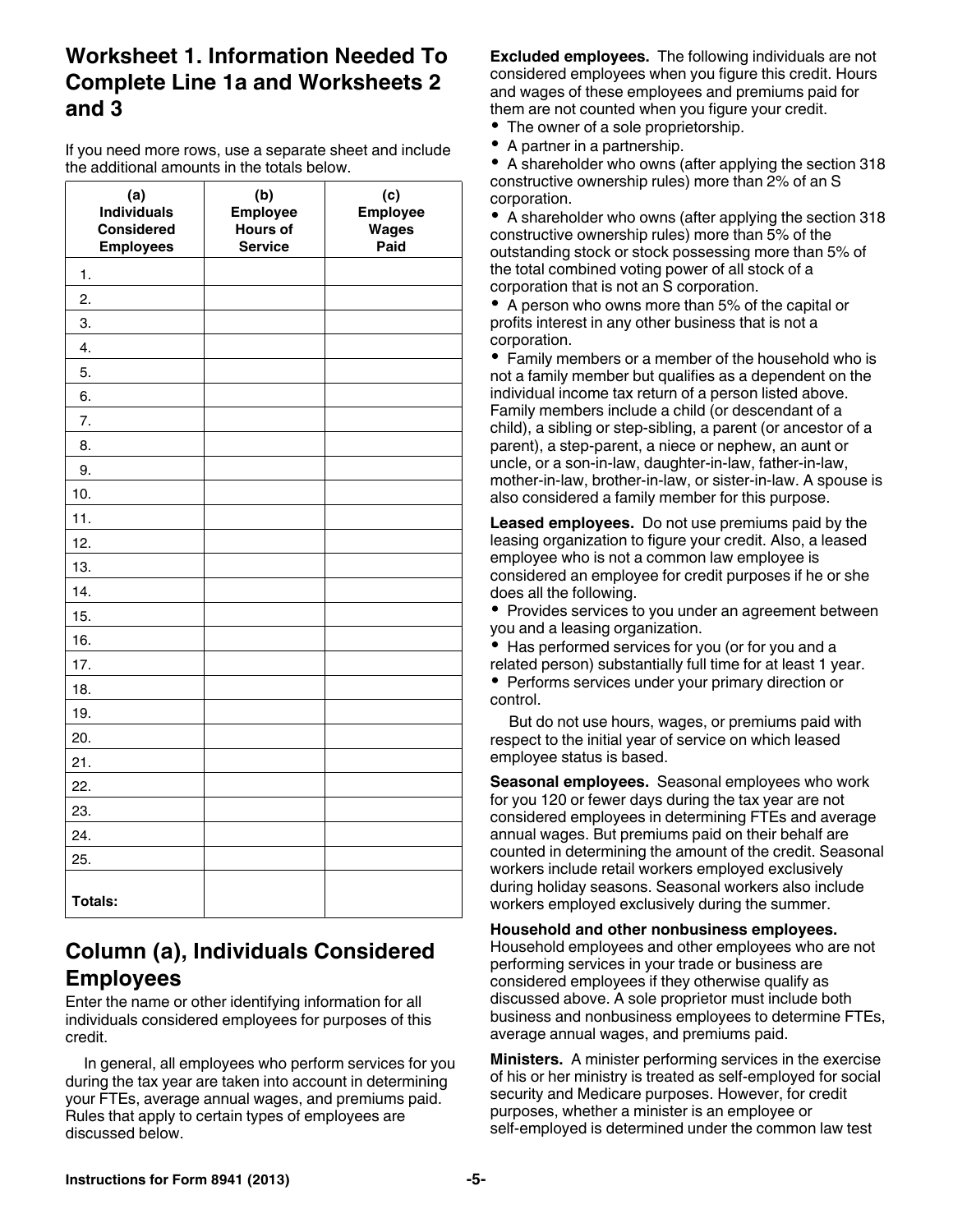## Worksheet 1. Information Needed To Complete Line 1a and Worksheets 2 and 3

If you need more rows, use a separate sheet and include the additional amounts in the totals below.

| (a) Individuals Considered Employees | (b) Employee Hours of Service | (c) Employee Wages Paid |
|---|---|---|
| 1. | | |
| 2. | | |
| 3. | | |
| 4. | | |
| 5. | | |
| 6. | | |
| 7. | | |
| 8. | | |
| 9. | | |
| 10. | | |
| 11. | | |
| 12. | | |
| 13. | | |
| 14. | | |
| 15. | | |
| 16. | | |
| 17. | | |
| 18. | | |
| 19. | | |
| 20. | | |
| 21. | | |
| 22. | | |
| 23. | | |
| 24. | | |
| 25. | | |
| **Totals:** | | |

## Column (a), Individuals Considered Employees

Enter the name or other identifying information for all individuals considered employees for purposes of this credit.

In general, all employees who perform services for you during the tax year are taken into account in determining your FTEs, average annual wages, and premiums paid. Rules that apply to certain types of employees are discussed below.

**Excluded employees.** The following individuals are not considered employees when you figure this credit. Hours and wages of these employees and premiums paid for them are not counted when you figure your credit.

- The owner of a sole proprietorship.
- A partner in a partnership.
- A shareholder who owns (after applying the section 318 constructive ownership rules) more than 2% of an S corporation.
- A shareholder who owns (after applying the section 318 constructive ownership rules) more than 5% of the outstanding stock or stock possessing more than 5% of the total combined voting power of all stock of a corporation that is not an S corporation.
- A person who owns more than 5% of the capital or profits interest in any other business that is not a corporation.
- Family members or a member of the household who is not a family member but qualifies as a dependent on the individual income tax return of a person listed above. Family members include a child (or descendant of a child), a sibling or step-sibling, a parent (or ancestor of a parent), a step-parent, a niece or nephew, an aunt or uncle, or a son-in-law, daughter-in-law, father-in-law, mother-in-law, brother-in-law, or sister-in-law. A spouse is also considered a family member for this purpose.

**Leased employees.** Do not use premiums paid by the leasing organization to figure your credit. Also, a leased employee who is not a common law employee is considered an employee for credit purposes if he or she does all the following.

- Provides services to you under an agreement between you and a leasing organization.
- Has performed services for you (or for you and a related person) substantially full time for at least 1 year.
- Performs services under your primary direction or control.

But do not use hours, wages, or premiums paid with respect to the initial year of service on which leased employee status is based.

**Seasonal employees.** Seasonal employees who work for you 120 or fewer days during the tax year are not considered employees in determining FTEs and average annual wages. But premiums paid on their behalf are counted in determining the amount of the credit. Seasonal workers include retail workers employed exclusively during holiday seasons. Seasonal workers also include workers employed exclusively during the summer.

**Household and other nonbusiness employees.** Household employees and other employees who are not performing services in your trade or business are considered employees if they otherwise qualify as discussed above. A sole proprietor must include both business and nonbusiness employees to determine FTEs, average annual wages, and premiums paid.

**Ministers.** A minister performing services in the exercise of his or her ministry is treated as self-employed for social security and Medicare purposes. However, for credit purposes, whether a minister is an employee or self-employed is determined under the common law test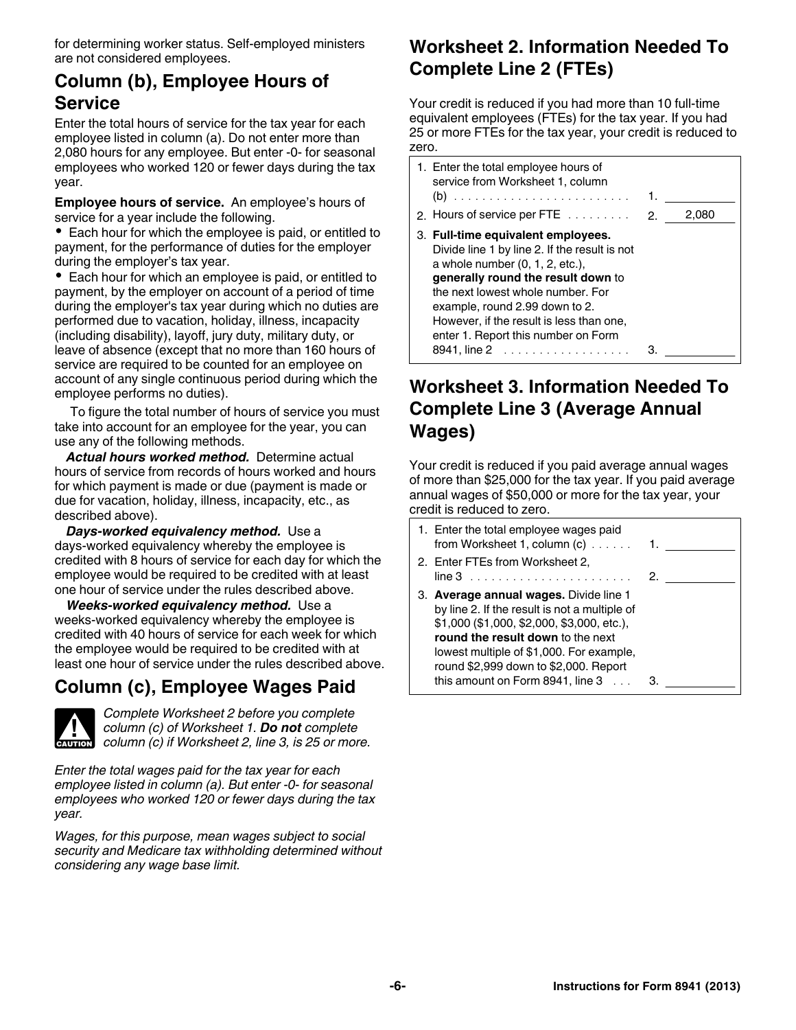for determining worker status. Self-employed ministers are not considered employees.

## Column (b), Employee Hours of Service

Enter the total hours of service for the tax year for each employee listed in column (a). Do not enter more than 2,080 hours for any employee. But enter -0- for seasonal employees who worked 120 or fewer days during the tax year.

**Employee hours of service.** An employee's hours of service for a year include the following.

- Each hour for which the employee is paid, or entitled to payment, for the performance of duties for the employer during the employer's tax year.
- Each hour for which an employee is paid, or entitled to payment, by the employer on account of a period of time during the employer's tax year during which no duties are performed due to vacation, holiday, illness, incapacity (including disability), layoff, jury duty, military duty, or leave of absence (except that no more than 160 hours of service are required to be counted for an employee on account of any single continuous period during which the employee performs no duties).

To figure the total number of hours of service you must take into account for an employee for the year, you can use any of the following methods.

***Actual hours worked method.*** Determine actual hours of service from records of hours worked and hours for which payment is made or due (payment is made or due for vacation, holiday, illness, incapacity, etc., as described above).

***Days-worked equivalency method.*** Use a days-worked equivalency whereby the employee is credited with 8 hours of service for each day for which the employee would be required to be credited with at least one hour of service under the rules described above.

***Weeks-worked equivalency method.*** Use a weeks-worked equivalency whereby the employee is credited with 40 hours of service for each week for which the employee would be required to be credited with at least one hour of service under the rules described above.

## Column (c), Employee Wages Paid

CAUTION: *Complete Worksheet 2 before you complete column (c) of Worksheet 1. **Do not** complete column (c) if Worksheet 2, line 3, is 25 or more.*

*Enter the total wages paid for the tax year for each employee listed in column (a). But enter -0- for seasonal employees who worked 120 or fewer days during the tax year.*

*Wages, for this purpose, mean wages subject to social security and Medicare tax withholding determined without considering any wage base limit.*

## Worksheet 2. Information Needed To Complete Line 2 (FTEs)

Your credit is reduced if you had more than 10 full-time equivalent employees (FTEs) for the tax year. If you had 25 or more FTEs for the tax year, your credit is reduced to zero.

| | | |
|---|---|---|
| 1. Enter the total employee hours of service from Worksheet 1, column (b) . . . . . . . . . . . . . . . . . . . . . . . . . | 1. | |
| 2. Hours of service per FTE . . . . . . . . . | 2. | 2,080 |
| 3. **Full-time equivalent employees.** Divide line 1 by line 2. If the result is not a whole number (0, 1, 2, etc.), **generally round the result down** to the next lowest whole number. For example, round 2.99 down to 2. However, if the result is less than one, enter 1. Report this number on Form 8941, line 2 . . . . . . . . . . . . . . . . . . | 3. | |

## Worksheet 3. Information Needed To Complete Line 3 (Average Annual Wages)

Your credit is reduced if you paid average annual wages of more than $25,000 for the tax year. If you paid average annual wages of $50,000 or more for the tax year, your credit is reduced to zero.

| | | |
|---|---|---|
| 1. Enter the total employee wages paid from Worksheet 1, column (c) . . . . . . | 1. | |
| 2. Enter FTEs from Worksheet 2, line 3 . . . . . . . . . . . . . . . . . . . . . . . | 2. | |
| 3. **Average annual wages.** Divide line 1 by line 2. If the result is not a multiple of $1,000 ($1,000, $2,000, $3,000, etc.), **round the result down** to the next lowest multiple of $1,000. For example, round $2,999 down to $2,000. Report this amount on Form 8941, line 3 . . . | 3. | |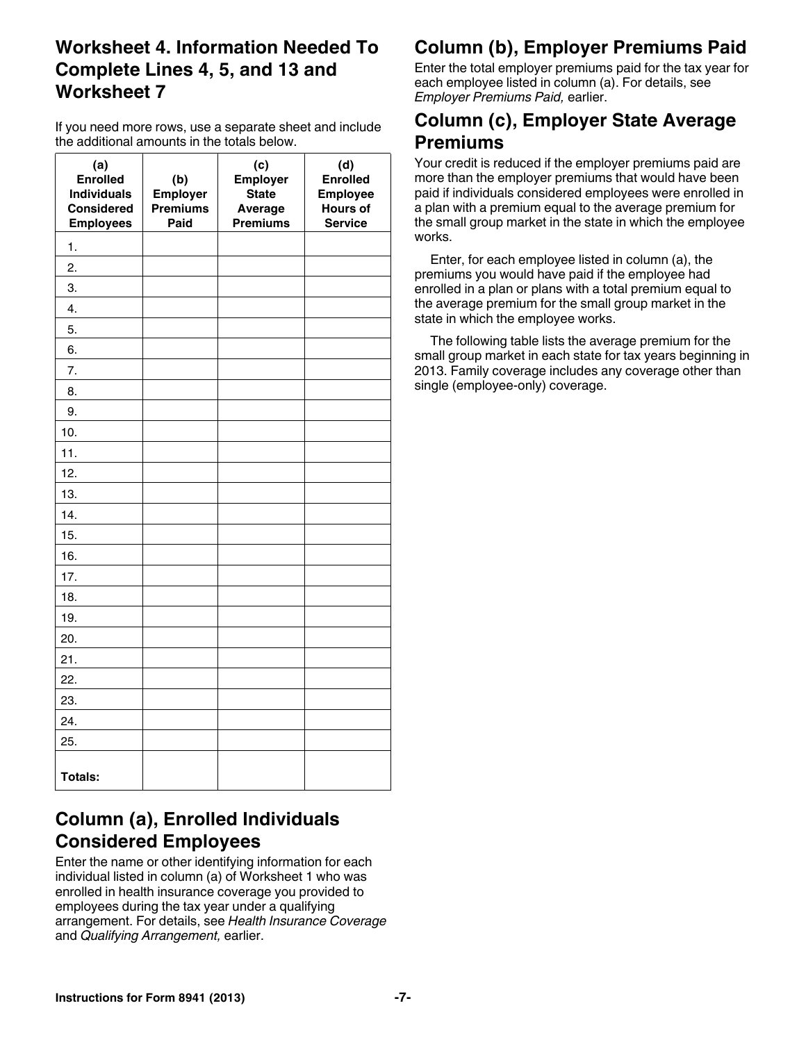## Worksheet 4. Information Needed To Complete Lines 4, 5, and 13 and Worksheet 7

If you need more rows, use a separate sheet and include the additional amounts in the totals below.

| (a) Enrolled Individuals Considered Employees | (b) Employer Premiums Paid | (c) Employer State Average Premiums | (d) Enrolled Employee Hours of Service |
|---|---|---|---|
| 1. | | | |
| 2. | | | |
| 3. | | | |
| 4. | | | |
| 5. | | | |
| 6. | | | |
| 7. | | | |
| 8. | | | |
| 9. | | | |
| 10. | | | |
| 11. | | | |
| 12. | | | |
| 13. | | | |
| 14. | | | |
| 15. | | | |
| 16. | | | |
| 17. | | | |
| 18. | | | |
| 19. | | | |
| 20. | | | |
| 21. | | | |
| 22. | | | |
| 23. | | | |
| 24. | | | |
| 25. | | | |
| **Totals:** | | | |

## Column (a), Enrolled Individuals Considered Employees

Enter the name or other identifying information for each individual listed in column (a) of Worksheet 1 who was enrolled in health insurance coverage you provided to employees during the tax year under a qualifying arrangement. For details, see *Health Insurance Coverage* and *Qualifying Arrangement,* earlier.

## Column (b), Employer Premiums Paid

Enter the total employer premiums paid for the tax year for each employee listed in column (a). For details, see *Employer Premiums Paid,* earlier.

## Column (c), Employer State Average Premiums

Your credit is reduced if the employer premiums paid are more than the employer premiums that would have been paid if individuals considered employees were enrolled in a plan with a premium equal to the average premium for the small group market in the state in which the employee works.

Enter, for each employee listed in column (a), the premiums you would have paid if the employee had enrolled in a plan or plans with a total premium equal to the average premium for the small group market in the state in which the employee works.

The following table lists the average premium for the small group market in each state for tax years beginning in 2013. Family coverage includes any coverage other than single (employee-only) coverage.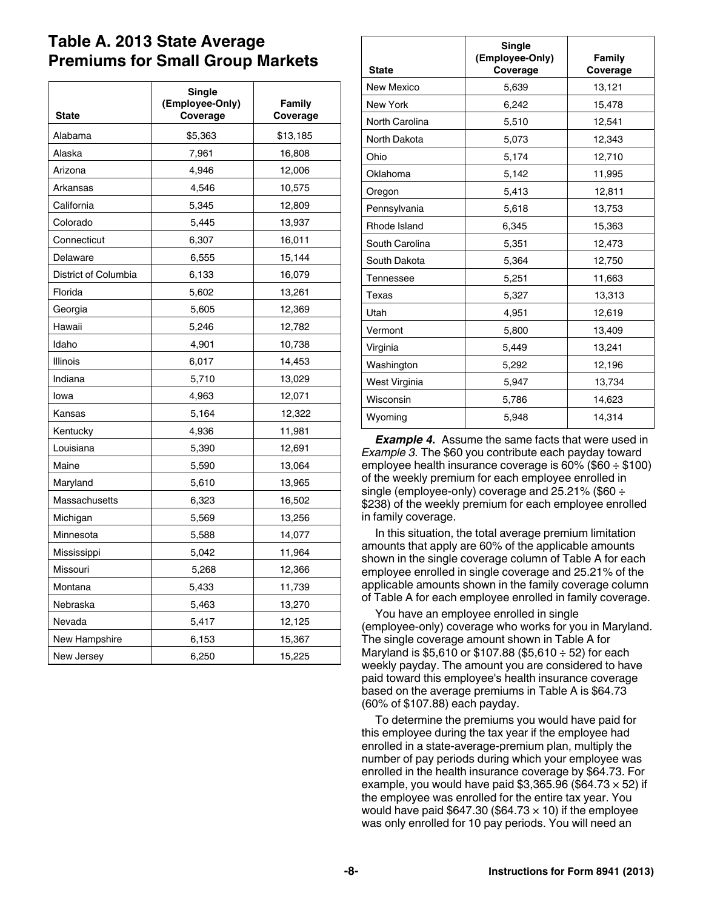## Table A. 2013 State Average Premiums for Small Group Markets

| State | Single (Employee-Only) Coverage | Family Coverage |
|---|---|---|
| Alabama | $5,363 | $13,185 |
| Alaska | 7,961 | 16,808 |
| Arizona | 4,946 | 12,006 |
| Arkansas | 4,546 | 10,575 |
| California | 5,345 | 12,809 |
| Colorado | 5,445 | 13,937 |
| Connecticut | 6,307 | 16,011 |
| Delaware | 6,555 | 15,144 |
| District of Columbia | 6,133 | 16,079 |
| Florida | 5,602 | 13,261 |
| Georgia | 5,605 | 12,369 |
| Hawaii | 5,246 | 12,782 |
| Idaho | 4,901 | 10,738 |
| Illinois | 6,017 | 14,453 |
| Indiana | 5,710 | 13,029 |
| Iowa | 4,963 | 12,071 |
| Kansas | 5,164 | 12,322 |
| Kentucky | 4,936 | 11,981 |
| Louisiana | 5,390 | 12,691 |
| Maine | 5,590 | 13,064 |
| Maryland | 5,610 | 13,965 |
| Massachusetts | 6,323 | 16,502 |
| Michigan | 5,569 | 13,256 |
| Minnesota | 5,588 | 14,077 |
| Mississippi | 5,042 | 11,964 |
| Missouri | 5,268 | 12,366 |
| Montana | 5,433 | 11,739 |
| Nebraska | 5,463 | 13,270 |
| Nevada | 5,417 | 12,125 |
| New Hampshire | 6,153 | 15,367 |
| New Jersey | 6,250 | 15,225 |
| New Mexico | 5,639 | 13,121 |
| New York | 6,242 | 15,478 |
| North Carolina | 5,510 | 12,541 |
| North Dakota | 5,073 | 12,343 |
| Ohio | 5,174 | 12,710 |
| Oklahoma | 5,142 | 11,995 |
| Oregon | 5,413 | 12,811 |
| Pennsylvania | 5,618 | 13,753 |
| Rhode Island | 6,345 | 15,363 |
| South Carolina | 5,351 | 12,473 |
| South Dakota | 5,364 | 12,750 |
| Tennessee | 5,251 | 11,663 |
| Texas | 5,327 | 13,313 |
| Utah | 4,951 | 12,619 |
| Vermont | 5,800 | 13,409 |
| Virginia | 5,449 | 13,241 |
| Washington | 5,292 | 12,196 |
| West Virginia | 5,947 | 13,734 |
| Wisconsin | 5,786 | 14,623 |
| Wyoming | 5,948 | 14,314 |

***Example 4.*** Assume the same facts that were used in *Example 3.* The $60 you contribute each payday toward employee health insurance coverage is 60% ($60 ÷ $100) of the weekly premium for each employee enrolled in single (employee-only) coverage and 25.21% ($60 ÷ $238) of the weekly premium for each employee enrolled in family coverage.

In this situation, the total average premium limitation amounts that apply are 60% of the applicable amounts shown in the single coverage column of Table A for each employee enrolled in single coverage and 25.21% of the applicable amounts shown in the family coverage column of Table A for each employee enrolled in family coverage.

You have an employee enrolled in single (employee-only) coverage who works for you in Maryland. The single coverage amount shown in Table A for Maryland is $5,610 or $107.88 ($5,610 ÷ 52) for each weekly payday. The amount you are considered to have paid toward this employee's health insurance coverage based on the average premiums in Table A is $64.73 (60% of $107.88) each payday.

To determine the premiums you would have paid for this employee during the tax year if the employee had enrolled in a state-average-premium plan, multiply the number of pay periods during which your employee was enrolled in the health insurance coverage by $64.73. For example, you would have paid $3,365.96 ($64.73 × 52) if the employee was enrolled for the entire tax year. You would have paid $647.30 ($64.73 × 10) if the employee was only enrolled for 10 pay periods. You will need an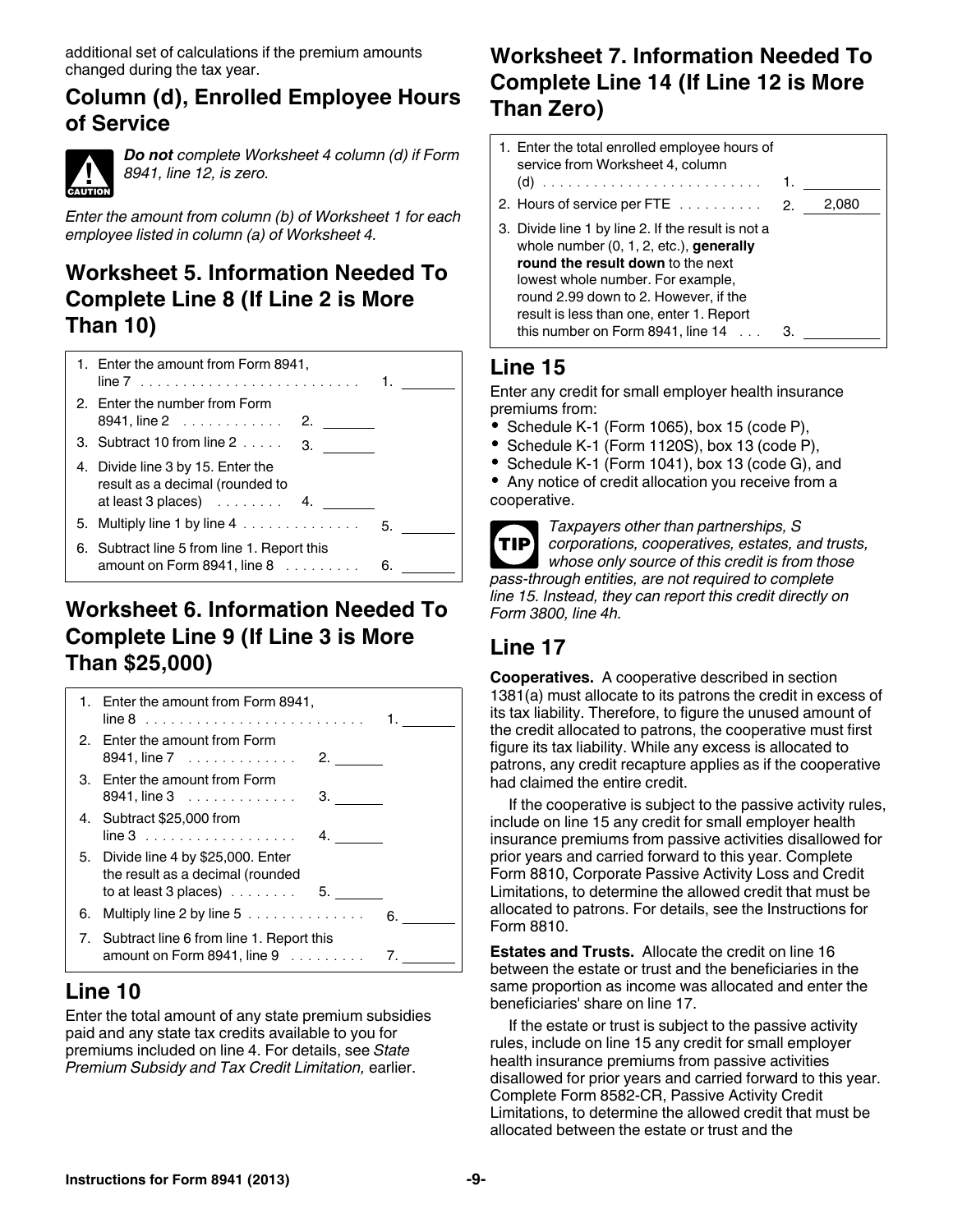additional set of calculations if the premium amounts changed during the tax year.

## Column (d), Enrolled Employee Hours of Service

**CAUTION** *Do not complete Worksheet 4 column (d) if Form 8941, line 12, is zero.*

*Enter the amount from column (b) of Worksheet 1 for each employee listed in column (a) of Worksheet 4.*

## Worksheet 5. Information Needed To Complete Line 8 (If Line 2 is More Than 10)

| | | | |
|---|---|---|---|
| 1. Enter the amount from Form 8941, line 7 | | 1. | |
| 2. Enter the number from Form 8941, line 2 | 2. | | |
| 3. Subtract 10 from line 2 | 3. | | |
| 4. Divide line 3 by 15. Enter the result as a decimal (rounded to at least 3 places) | 4. | | |
| 5. Multiply line 1 by line 4 | | 5. | |
| 6. Subtract line 5 from line 1. Report this amount on Form 8941, line 8 | | 6. | |

## Worksheet 6. Information Needed To Complete Line 9 (If Line 3 is More Than $25,000)

| | | | |
|---|---|---|---|
| 1. Enter the amount from Form 8941, line 8 | | 1. | |
| 2. Enter the amount from Form 8941, line 7 | 2. | | |
| 3. Enter the amount from Form 8941, line 3 | 3. | | |
| 4. Subtract $25,000 from line 3 | 4. | | |
| 5. Divide line 4 by $25,000. Enter the result as a decimal (rounded to at least 3 places) | 5. | | |
| 6. Multiply line 2 by line 5 | | 6. | |
| 7. Subtract line 6 from line 1. Report this amount on Form 8941, line 9 | | 7. | |

## Line 10

Enter the total amount of any state premium subsidies paid and any state tax credits available to you for premiums included on line 4. For details, see *State Premium Subsidy and Tax Credit Limitation,* earlier.

## Worksheet 7. Information Needed To Complete Line 14 (If Line 12 is More Than Zero)

| | | |
|---|---|---|
| 1. Enter the total enrolled employee hours of service from Worksheet 4, column (d) | 1. | |
| 2. Hours of service per FTE | 2. | 2,080 |
| 3. Divide line 1 by line 2. If the result is not a whole number (0, 1, 2, etc.), **generally round the result down** to the next lowest whole number. For example, round 2.99 down to 2. However, if the result is less than one, enter 1. Report this number on Form 8941, line 14 | 3. | |

## Line 15

Enter any credit for small employer health insurance premiums from:

- Schedule K-1 (Form 1065), box 15 (code P),
- Schedule K-1 (Form 1120S), box 13 (code P),
- Schedule K-1 (Form 1041), box 13 (code G), and
- Any notice of credit allocation you receive from a cooperative.

**TIP** *Taxpayers other than partnerships, S corporations, cooperatives, estates, and trusts, whose only source of this credit is from those pass-through entities, are not required to complete line 15. Instead, they can report this credit directly on Form 3800, line 4h.*

## Line 17

**Cooperatives.** A cooperative described in section 1381(a) must allocate to its patrons the credit in excess of its tax liability. Therefore, to figure the unused amount of the credit allocated to patrons, the cooperative must first figure its tax liability. While any excess is allocated to patrons, any credit recapture applies as if the cooperative had claimed the entire credit.

If the cooperative is subject to the passive activity rules, include on line 15 any credit for small employer health insurance premiums from passive activities disallowed for prior years and carried forward to this year. Complete Form 8810, Corporate Passive Activity Loss and Credit Limitations, to determine the allowed credit that must be allocated to patrons. For details, see the Instructions for Form 8810.

**Estates and Trusts.** Allocate the credit on line 16 between the estate or trust and the beneficiaries in the same proportion as income was allocated and enter the beneficiaries' share on line 17.

If the estate or trust is subject to the passive activity rules, include on line 15 any credit for small employer health insurance premiums from passive activities disallowed for prior years and carried forward to this year. Complete Form 8582-CR, Passive Activity Credit Limitations, to determine the allowed credit that must be allocated between the estate or trust and the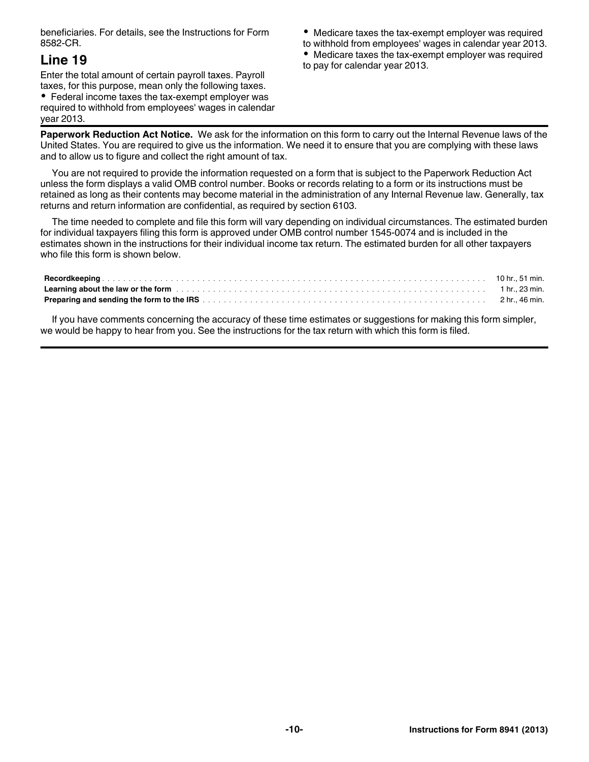beneficiaries. For details, see the Instructions for Form 8582-CR.

## Line 19

Enter the total amount of certain payroll taxes. Payroll taxes, for this purpose, mean only the following taxes.

- Federal income taxes the tax-exempt employer was required to withhold from employees' wages in calendar year 2013.
- Medicare taxes the tax-exempt employer was required to withhold from employees' wages in calendar year 2013.
- Medicare taxes the tax-exempt employer was required to pay for calendar year 2013.

**Paperwork Reduction Act Notice.** We ask for the information on this form to carry out the Internal Revenue laws of the United States. You are required to give us the information. We need it to ensure that you are complying with these laws and to allow us to figure and collect the right amount of tax.

You are not required to provide the information requested on a form that is subject to the Paperwork Reduction Act unless the form displays a valid OMB control number. Books or records relating to a form or its instructions must be retained as long as their contents may become material in the administration of any Internal Revenue law. Generally, tax returns and return information are confidential, as required by section 6103.

The time needed to complete and file this form will vary depending on individual circumstances. The estimated burden for individual taxpayers filing this form is approved under OMB control number 1545-0074 and is included in the estimates shown in the instructions for their individual income tax return. The estimated burden for all other taxpayers who file this form is shown below.

| | |
|---|---|
| **Recordkeeping** | 10 hr., 51 min. |
| **Learning about the law or the form** | 1 hr., 23 min. |
| **Preparing and sending the form to the IRS** | 2 hr., 46 min. |

If you have comments concerning the accuracy of these time estimates or suggestions for making this form simpler, we would be happy to hear from you. See the instructions for the tax return with which this form is filed.